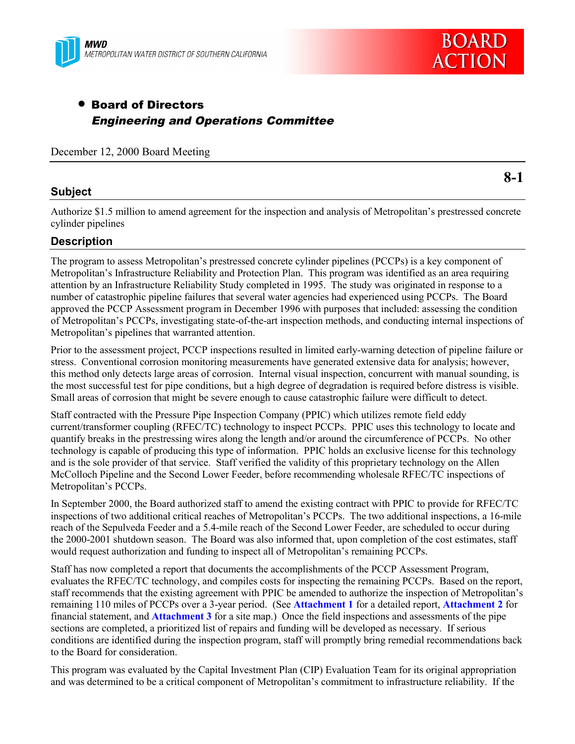MWD
METROPOLITAN WATER DISTRICT OF SOUTHERN CALIFORNIA

BOARD ACTION

- **Board of Directors**
  ***Engineering and Operations Committee***

December 12, 2000 Board Meeting

**8-1**

## Subject

Authorize $1.5 million to amend agreement for the inspection and analysis of Metropolitan's prestressed concrete cylinder pipelines

## Description

The program to assess Metropolitan's prestressed concrete cylinder pipelines (PCCPs) is a key component of Metropolitan's Infrastructure Reliability and Protection Plan. This program was identified as an area requiring attention by an Infrastructure Reliability Study completed in 1995. The study was originated in response to a number of catastrophic pipeline failures that several water agencies had experienced using PCCPs. The Board approved the PCCP Assessment program in December 1996 with purposes that included: assessing the condition of Metropolitan's PCCPs, investigating state-of-the-art inspection methods, and conducting internal inspections of Metropolitan's pipelines that warranted attention.

Prior to the assessment project, PCCP inspections resulted in limited early-warning detection of pipeline failure or stress. Conventional corrosion monitoring measurements have generated extensive data for analysis; however, this method only detects large areas of corrosion. Internal visual inspection, concurrent with manual sounding, is the most successful test for pipe conditions, but a high degree of degradation is required before distress is visible. Small areas of corrosion that might be severe enough to cause catastrophic failure were difficult to detect.

Staff contracted with the Pressure Pipe Inspection Company (PPIC) which utilizes remote field eddy current/transformer coupling (RFEC/TC) technology to inspect PCCPs. PPIC uses this technology to locate and quantify breaks in the prestressing wires along the length and/or around the circumference of PCCPs. No other technology is capable of producing this type of information. PPIC holds an exclusive license for this technology and is the sole provider of that service. Staff verified the validity of this proprietary technology on the Allen McColloch Pipeline and the Second Lower Feeder, before recommending wholesale RFEC/TC inspections of Metropolitan's PCCPs.

In September 2000, the Board authorized staff to amend the existing contract with PPIC to provide for RFEC/TC inspections of two additional critical reaches of Metropolitan's PCCPs. The two additional inspections, a 16-mile reach of the Sepulveda Feeder and a 5.4-mile reach of the Second Lower Feeder, are scheduled to occur during the 2000-2001 shutdown season. The Board was also informed that, upon completion of the cost estimates, staff would request authorization and funding to inspect all of Metropolitan's remaining PCCPs.

Staff has now completed a report that documents the accomplishments of the PCCP Assessment Program, evaluates the RFEC/TC technology, and compiles costs for inspecting the remaining PCCPs. Based on the report, staff recommends that the existing agreement with PPIC be amended to authorize the inspection of Metropolitan's remaining 110 miles of PCCPs over a 3-year period. (See **Attachment 1** for a detailed report, **Attachment 2** for financial statement, and **Attachment 3** for a site map.) Once the field inspections and assessments of the pipe sections are completed, a prioritized list of repairs and funding will be developed as necessary. If serious conditions are identified during the inspection program, staff will promptly bring remedial recommendations back to the Board for consideration.

This program was evaluated by the Capital Investment Plan (CIP) Evaluation Team for its original appropriation and was determined to be a critical component of Metropolitan's commitment to infrastructure reliability. If the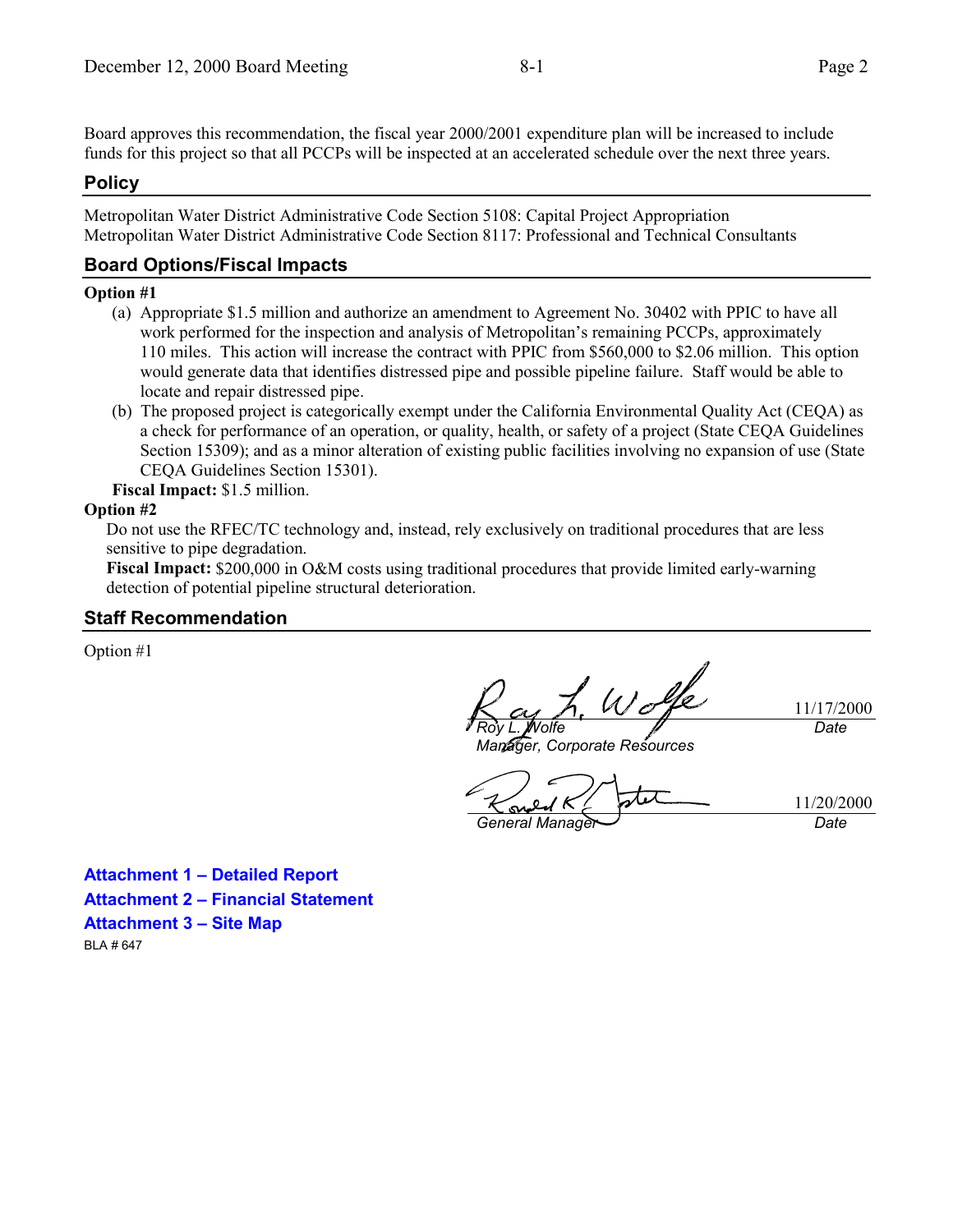Board approves this recommendation, the fiscal year 2000/2001 expenditure plan will be increased to include funds for this project so that all PCCPs will be inspected at an accelerated schedule over the next three years.

## Policy

Metropolitan Water District Administrative Code Section 5108: Capital Project Appropriation
Metropolitan Water District Administrative Code Section 8117: Professional and Technical Consultants

## Board Options/Fiscal Impacts

**Option #1**

(a) Appropriate $1.5 million and authorize an amendment to Agreement No. 30402 with PPIC to have all work performed for the inspection and analysis of Metropolitan's remaining PCCPs, approximately 110 miles. This action will increase the contract with PPIC from $560,000 to $2.06 million. This option would generate data that identifies distressed pipe and possible pipeline failure. Staff would be able to locate and repair distressed pipe.

(b) The proposed project is categorically exempt under the California Environmental Quality Act (CEQA) as a check for performance of an operation, or quality, health, or safety of a project (State CEQA Guidelines Section 15309); and as a minor alteration of existing public facilities involving no expansion of use (State CEQA Guidelines Section 15301).

**Fiscal Impact:** $1.5 million.

**Option #2**

Do not use the RFEC/TC technology and, instead, rely exclusively on traditional procedures that are less sensitive to pipe degradation.

**Fiscal Impact:** $200,000 in O&M costs using traditional procedures that provide limited early-warning detection of potential pipeline structural deterioration.

## Staff Recommendation

Option #1

*Roy L. Wolfe* — 11/17/2000
*Manager, Corporate Resources* — *Date*

*General Manager* — 11/20/2000
*Date*

**Attachment 1 – Detailed Report**

**Attachment 2 – Financial Statement**

**Attachment 3 – Site Map**

BLA # 647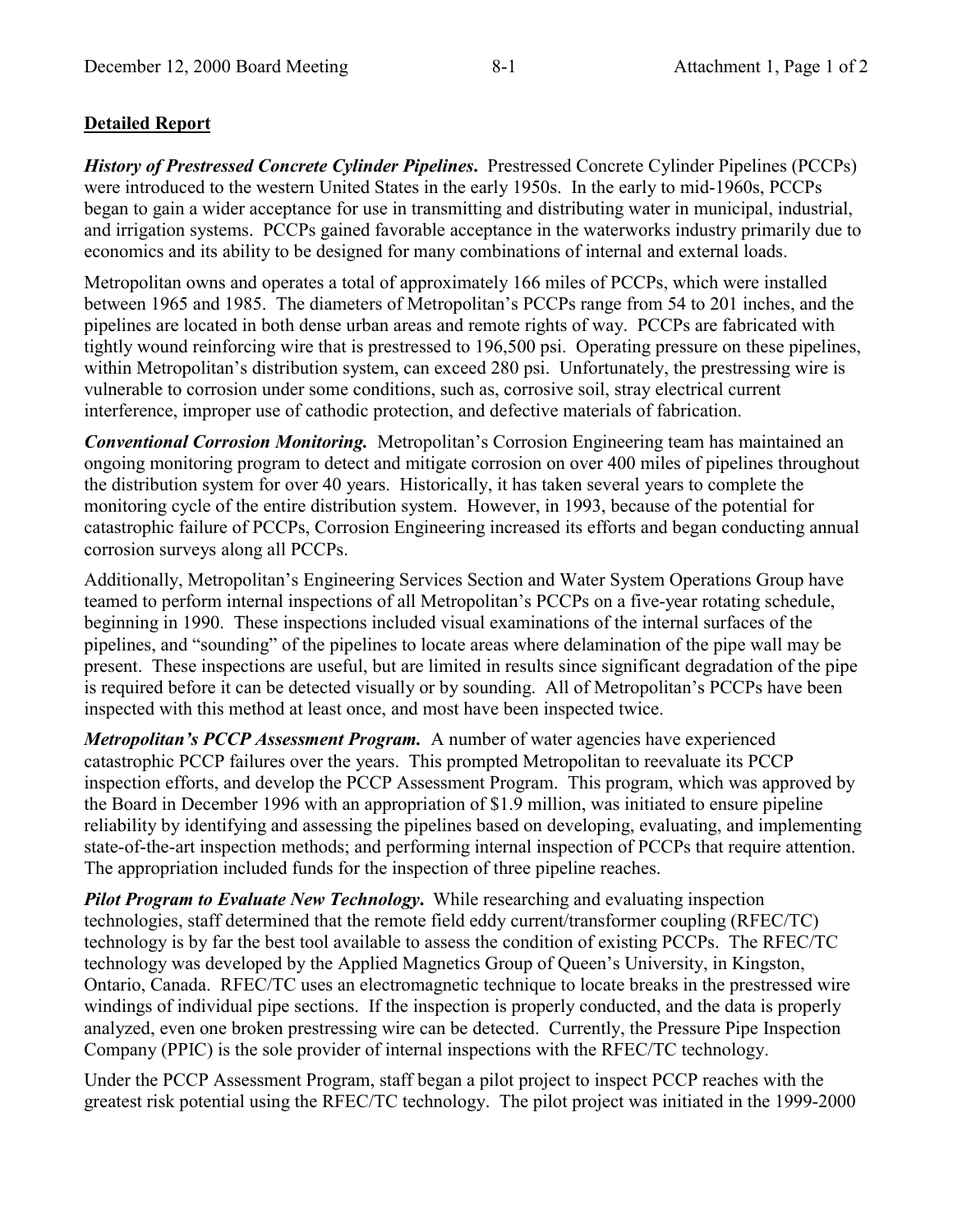## Detailed Report

***History of Prestressed Concrete Cylinder Pipelines.*** Prestressed Concrete Cylinder Pipelines (PCCPs) were introduced to the western United States in the early 1950s. In the early to mid-1960s, PCCPs began to gain a wider acceptance for use in transmitting and distributing water in municipal, industrial, and irrigation systems. PCCPs gained favorable acceptance in the waterworks industry primarily due to economics and its ability to be designed for many combinations of internal and external loads.

Metropolitan owns and operates a total of approximately 166 miles of PCCPs, which were installed between 1965 and 1985. The diameters of Metropolitan's PCCPs range from 54 to 201 inches, and the pipelines are located in both dense urban areas and remote rights of way. PCCPs are fabricated with tightly wound reinforcing wire that is prestressed to 196,500 psi. Operating pressure on these pipelines, within Metropolitan's distribution system, can exceed 280 psi. Unfortunately, the prestressing wire is vulnerable to corrosion under some conditions, such as, corrosive soil, stray electrical current interference, improper use of cathodic protection, and defective materials of fabrication.

***Conventional Corrosion Monitoring.*** Metropolitan's Corrosion Engineering team has maintained an ongoing monitoring program to detect and mitigate corrosion on over 400 miles of pipelines throughout the distribution system for over 40 years. Historically, it has taken several years to complete the monitoring cycle of the entire distribution system. However, in 1993, because of the potential for catastrophic failure of PCCPs, Corrosion Engineering increased its efforts and began conducting annual corrosion surveys along all PCCPs.

Additionally, Metropolitan's Engineering Services Section and Water System Operations Group have teamed to perform internal inspections of all Metropolitan's PCCPs on a five-year rotating schedule, beginning in 1990. These inspections included visual examinations of the internal surfaces of the pipelines, and "sounding" of the pipelines to locate areas where delamination of the pipe wall may be present. These inspections are useful, but are limited in results since significant degradation of the pipe is required before it can be detected visually or by sounding. All of Metropolitan's PCCPs have been inspected with this method at least once, and most have been inspected twice.

***Metropolitan's PCCP Assessment Program.*** A number of water agencies have experienced catastrophic PCCP failures over the years. This prompted Metropolitan to reevaluate its PCCP inspection efforts, and develop the PCCP Assessment Program. This program, which was approved by the Board in December 1996 with an appropriation of $1.9 million, was initiated to ensure pipeline reliability by identifying and assessing the pipelines based on developing, evaluating, and implementing state-of-the-art inspection methods; and performing internal inspection of PCCPs that require attention. The appropriation included funds for the inspection of three pipeline reaches.

***Pilot Program to Evaluate New Technology.*** While researching and evaluating inspection technologies, staff determined that the remote field eddy current/transformer coupling (RFEC/TC) technology is by far the best tool available to assess the condition of existing PCCPs. The RFEC/TC technology was developed by the Applied Magnetics Group of Queen's University, in Kingston, Ontario, Canada. RFEC/TC uses an electromagnetic technique to locate breaks in the prestressed wire windings of individual pipe sections. If the inspection is properly conducted, and the data is properly analyzed, even one broken prestressing wire can be detected. Currently, the Pressure Pipe Inspection Company (PPIC) is the sole provider of internal inspections with the RFEC/TC technology.

Under the PCCP Assessment Program, staff began a pilot project to inspect PCCP reaches with the greatest risk potential using the RFEC/TC technology. The pilot project was initiated in the 1999-2000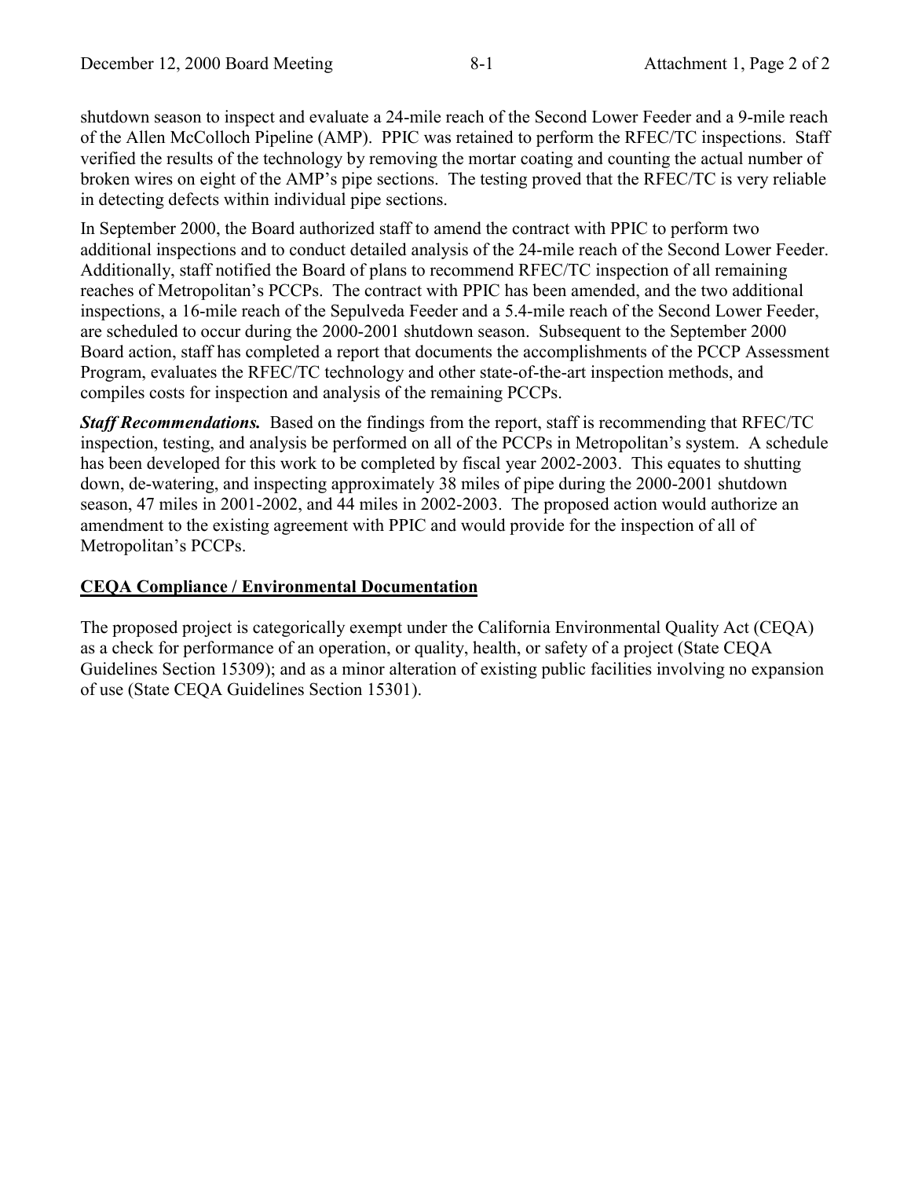shutdown season to inspect and evaluate a 24-mile reach of the Second Lower Feeder and a 9-mile reach of the Allen McColloch Pipeline (AMP). PPIC was retained to perform the RFEC/TC inspections. Staff verified the results of the technology by removing the mortar coating and counting the actual number of broken wires on eight of the AMP's pipe sections. The testing proved that the RFEC/TC is very reliable in detecting defects within individual pipe sections.

In September 2000, the Board authorized staff to amend the contract with PPIC to perform two additional inspections and to conduct detailed analysis of the 24-mile reach of the Second Lower Feeder. Additionally, staff notified the Board of plans to recommend RFEC/TC inspection of all remaining reaches of Metropolitan's PCCPs. The contract with PPIC has been amended, and the two additional inspections, a 16-mile reach of the Sepulveda Feeder and a 5.4-mile reach of the Second Lower Feeder, are scheduled to occur during the 2000-2001 shutdown season. Subsequent to the September 2000 Board action, staff has completed a report that documents the accomplishments of the PCCP Assessment Program, evaluates the RFEC/TC technology and other state-of-the-art inspection methods, and compiles costs for inspection and analysis of the remaining PCCPs.

***Staff Recommendations.*** Based on the findings from the report, staff is recommending that RFEC/TC inspection, testing, and analysis be performed on all of the PCCPs in Metropolitan's system. A schedule has been developed for this work to be completed by fiscal year 2002-2003. This equates to shutting down, de-watering, and inspecting approximately 38 miles of pipe during the 2000-2001 shutdown season, 47 miles in 2001-2002, and 44 miles in 2002-2003. The proposed action would authorize an amendment to the existing agreement with PPIC and would provide for the inspection of all of Metropolitan's PCCPs.

## CEQA Compliance / Environmental Documentation

The proposed project is categorically exempt under the California Environmental Quality Act (CEQA) as a check for performance of an operation, or quality, health, or safety of a project (State CEQA Guidelines Section 15309); and as a minor alteration of existing public facilities involving no expansion of use (State CEQA Guidelines Section 15301).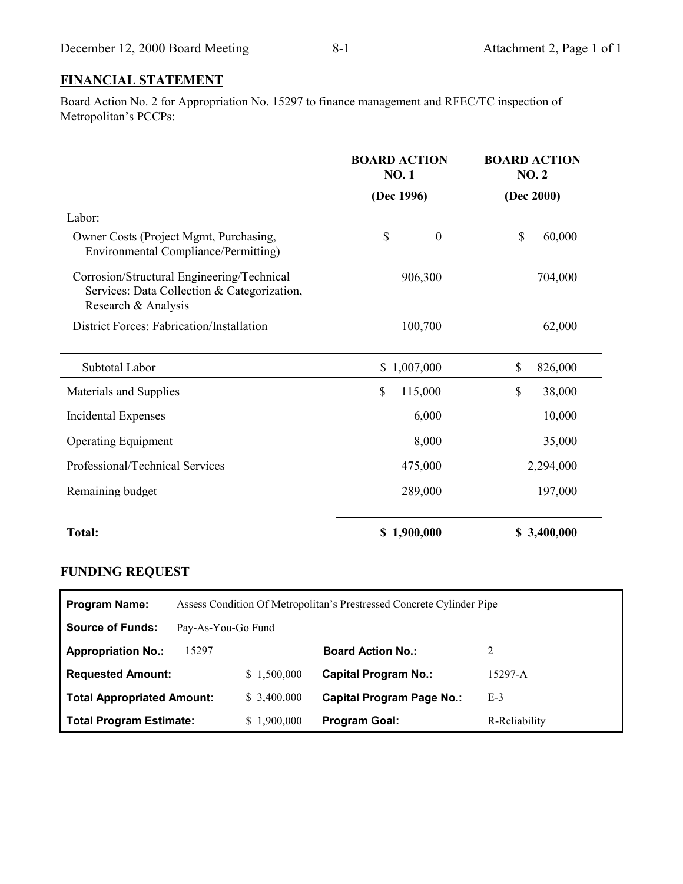## FINANCIAL STATEMENT

Board Action No. 2 for Appropriation No. 15297 to finance management and RFEC/TC inspection of Metropolitan's PCCPs:

| | BOARD ACTION NO. 1 (Dec 1996) | BOARD ACTION NO. 2 (Dec 2000) |
|---|---|---|
| Labor: | | |
| Owner Costs (Project Mgmt, Purchasing, Environmental Compliance/Permitting) | $ 0 | $ 60,000 |
| Corrosion/Structural Engineering/Technical Services: Data Collection & Categorization, Research & Analysis | 906,300 | 704,000 |
| District Forces: Fabrication/Installation | 100,700 | 62,000 |
| Subtotal Labor | $ 1,007,000 | $ 826,000 |
| Materials and Supplies | $ 115,000 | $ 38,000 |
| Incidental Expenses | 6,000 | 10,000 |
| Operating Equipment | 8,000 | 35,000 |
| Professional/Technical Services | 475,000 | 2,294,000 |
| Remaining budget | 289,000 | 197,000 |
| **Total:** | **$ 1,900,000** | **$ 3,400,000** |

## FUNDING REQUEST

| | | | |
|---|---|---|---|
| **Program Name:** | Assess Condition Of Metropolitan's Prestressed Concrete Cylinder Pipe | | |
| **Source of Funds:** | Pay-As-You-Go Fund | | |
| **Appropriation No.:** | 15297 | **Board Action No.:** | 2 |
| **Requested Amount:** | $ 1,500,000 | **Capital Program No.:** | 15297-A |
| **Total Appropriated Amount:** | $ 3,400,000 | **Capital Program Page No.:** | E-3 |
| **Total Program Estimate:** | $ 1,900,000 | **Program Goal:** | R-Reliability |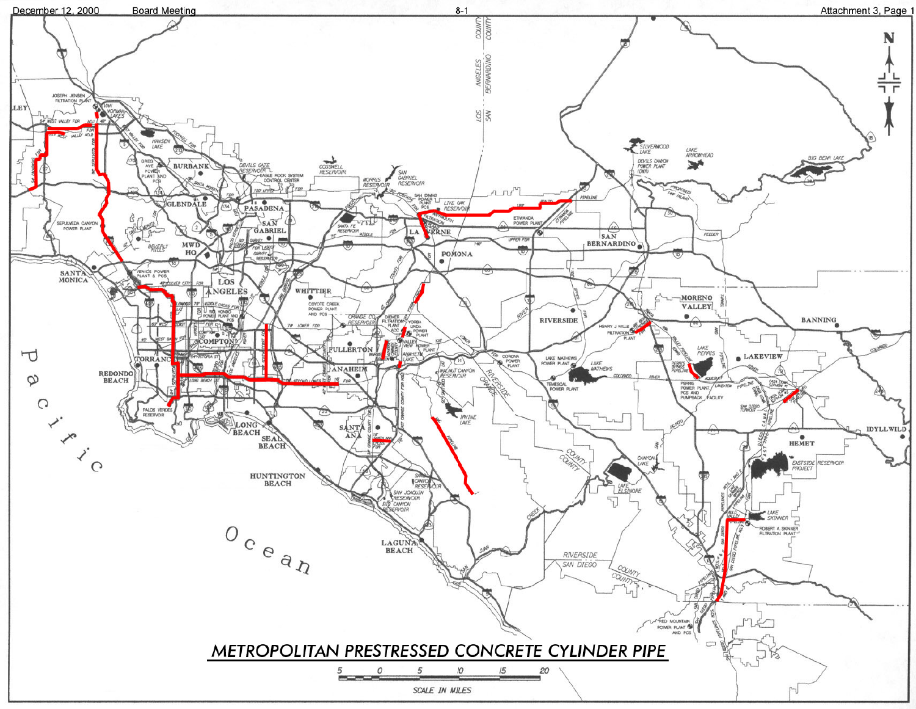# METROPOLITAN PRESTRESSED CONCRETE CYLINDER PIPE

5 0 5 10 15 20

SCALE IN MILES